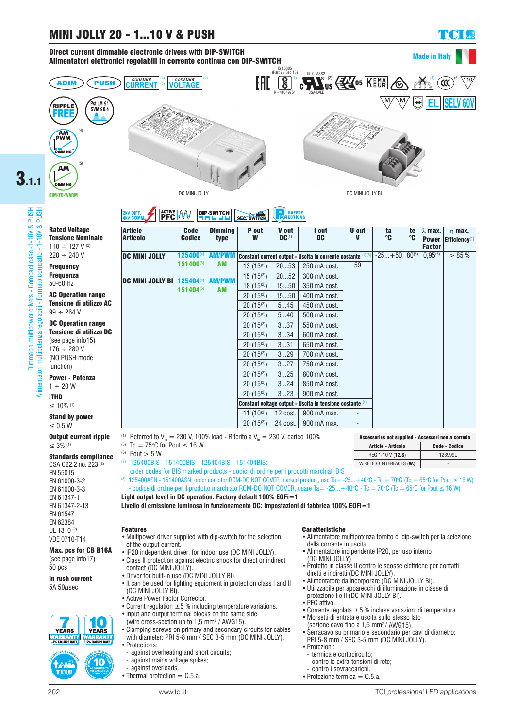# MINI JOLLY 20 - 1...10 V & PUSH

**Direct current dimmable electronic drivers with DIP-SWITCH**
**Alimentatori elettronici regolabili in corrente continua con DIP-SWITCH**

Made in Italy

DC MINI JOLLY

DC MINI JOLLY BI

**Rated Voltage**
**Tensione Nominale**
110 ÷ 127 V [2]
220 ÷ 240 V

**Frequency**
**Frequenza**
50-60 Hz

**AC Operation range**
**Tensione di utilizzo AC**
99 ÷ 264 V

**DC Operation range**
**Tensione di utilizzo DC**
(see page info15)
176 ÷ 280 V
(NO PUSH mode function)

**Power - Potenza**
1 ÷ 20 W

**iTHD**
≤ 10% [1]

**Stand by power**
≤ 0,5 W

**Output current ripple**
≤ 3% [1]

**Standards compliance**
CSA C22.2 no. 223 [2]
EN 55015
EN 61000-3-2
EN 61000-3-3
EN 61347-1
EN 61347-2-13
EN 61547
EN 62384
UL 1310 [2]
VDE 0710-T14

**Max. pcs for CB B16A**
(see page info17)
50 pcs

**In rush current**
5A 50µsec

| Article / Articolo | Code / Codice | Dimming type | P out W | V out DC[1] | I out DC | U out V | ta °C | tc °C | λ max. Power Factor | η max. Efficiency[1] |
|---|---|---|---|---|---|---|---|---|---|---|
| DC MINI JOLLY | 125400[4] | AM/PWM | **Constant current output - Uscita in corrente costante** [4][5] | | | | -25...+50 | 80[3] | 0,95[6] | > 85 % |
| | 151400[5] | AM | 13 (13[2]) | 20...53 | 250 mA cost. | 59 | | | | |
| DC MINI JOLLY BI | 125404[4] | AM/PWM | 15 (15[2]) | 20...52 | 300 mA cost. | | | | | |
| | 151404[5] | AM | 18 (15[2]) | 15...50 | 350 mA cost. | | | | | |
| | | | 20 (15[2]) | 15...50 | 400 mA cost. | | | | | |
| | | | 20 (15[2]) | 5...45 | 450 mA cost. | | | | | |
| | | | 20 (15[2]) | 5...40 | 500 mA cost. | | | | | |
| | | | 20 (15[2]) | 3...37 | 550 mA cost. | | | | | |
| | | | 20 (15[2]) | 3...34 | 600 mA cost. | | | | | |
| | | | 20 (15[2]) | 3...31 | 650 mA cost. | | | | | |
| | | | 20 (15[2]) | 3...29 | 700 mA cost. | | | | | |
| | | | 20 (15[2]) | 3...27 | 750 mA cost. | | | | | |
| | | | 20 (15[2]) | 3...25 | 800 mA cost. | | | | | |
| | | | 20 (15[2]) | 3...24 | 850 mA cost. | | | | | |
| | | | 20 (15[2]) | 3...23 | 900 mA cost. | | | | | |
| | | | **Constant voltage output - Uscita in tensione costante** [4] | | | | | | | |
| | | | 11 (10[2]) | 12 cost. | 900 mA max. | - | | | | |
| | | | 20 (15[2]) | 24 cost. | 900 mA max. | - | | | | |

(1) Referred to $V_{in}$ = 230 V, 100% load - Riferito a $V_{in}$ = 230 V, carico 100%
(3) Tc = 75°C for Pout ≤ 16 W
(6) Pout > 5 W
(7) 125400BIS - 151400BIS - 125404BIS - 151404BIS: order codes for BIS marked products - codici di ordine per i prodotti marchiati BIS
(8) 125400ASN - 151400ASN: order code for RCM-DO NOT COVER marked product, use Ta= -25...+40°C - Tc = 70°C (Tc = 65°C for Pout ≤ 16 W) - codice di ordine per il prodotto marchiato RCM-DO NOT COVER, usare Ta= -25...+40°C - Tc = 70°C (Tc = 65°C for Pout ≤ 16 W)

| Accessories not supplied - Accessori non a corredo | |
|---|---|
| Article - Articolo | Code - Codice |
| REG 1-10 V (**12.3**) | 123999L |
| WIRELESS INTERFACES (**W.**) | - |

**Light output level in DC operation: Factory default 100% EOFi=1**
**Livello di emissione luminosa in funzionamento DC: Impostazioni di fabbrica 100% EOFi=1**

### Features

- Multipower driver supplied with dip-switch for the selection of the output current.
- IP20 independent driver, for indoor use (DC MINI JOLLY).
- Class II protection against electric shock for direct or indirect contact (DC MINI JOLLY).
- Driver for built-in use (DC MINI JOLLY BI).
- It can be used for lighting equipment in protection class I and II (DC MINI JOLLY BI).
- Active Power Factor Corrector.
- Current regulation ±5 % including temperature variations.
- Input and output terminal blocks on the same side (wire cross-section up to 1,5 mm² / AWG15).
- Clamping screws on primary and secondary circuits for cables with diameter: PRI 5-8 mm / SEC 3-5 mm (DC MINI JOLLY).
- Protections:
  - against overheating and short circuits;
  - against mains voltage spikes;
  - against overloads.
- Thermal protection = C.5.a.

### Caratteristiche

- Alimentatore multipotenza fornito di dip-switch per la selezione della corrente in uscita.
- Alimentatore indipendente IP20, per uso interno (DC MINI JOLLY).
- Protetto in classe II contro le scosse elettriche per contatti diretti e indiretti (DC MINI JOLLY).
- Alimentatore da incorporare (DC MINI JOLLY BI).
- Utilizzabile per apparecchi di illuminazione in classe di protezione I e II (DC MINI JOLLY BI).
- PFC attivo.
- Corrente regolata ±5 % incluse variazioni di temperatura.
- Morsetti di entrata e uscita sullo stesso lato (sezione cavo fino a 1,5 mm² / AWG15).
- Serracavo su primario e secondario per cavi di diametro: PRI 5-8 mm / SEC 3-5 mm (DC MINI JOLLY).
- Protezioni:
  - termica e cortocircuito;
  - contro le extra-tensioni di rete;
  - contro i sovraccarichi.
- Protezione termica = C.5.a.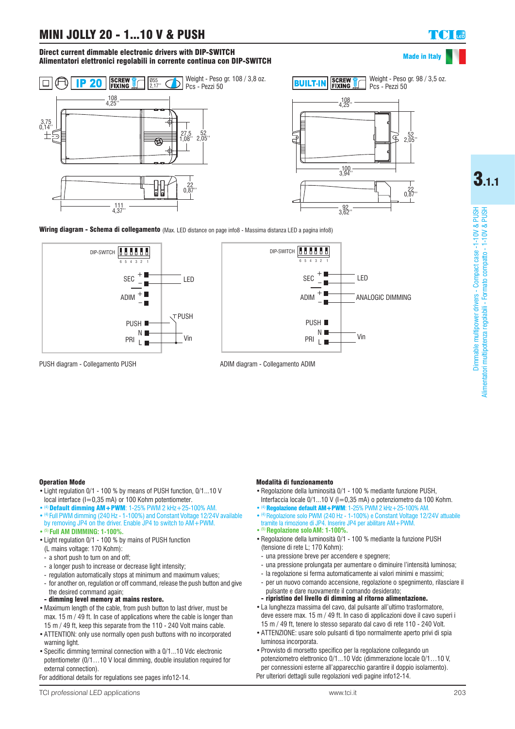# MINI JOLLY 20 - 1...10 V & PUSH

**Direct current dimmable electronic drivers with DIP-SWITCH**
**Alimentatori elettronici regolabili in corrente continua con DIP-SWITCH**

Made in Italy

IP 20 | SCREW FIXING | Ø55 2,17'' | Weight - Peso gr. 108 / 3,8 oz. | Pcs - Pezzi 50

BUILT-IN | SCREW FIXING | Weight - Peso gr. 98 / 3,5 oz. | Pcs - Pezzi 50

108
4,25''
3,75
0,14''
27,5
1,08''
52
2,05''
22
0,87''
111
4,37''

108
4,25''
52
2,05''
100
3,94''
22
0,87''
92
3,62''

**Wiring diagram - Schema di collegamento** (Max. LED distance on page info8 - Massima distanza LED a pagina info8)

DIP-SWITCH
6 5 4 3 2 1
SEC + −
LED
ADIM + −
PUSH
PUSH
PRI N L
Vin

PUSH diagram - Collegamento PUSH

DIP-SWITCH
6 5 4 3 2 1
SEC + −
LED
ADIM + −
ANALOGIC DIMMING
PUSH
PRI N L
Vin

ADIM diagram - Collegamento ADIM

**Operation Mode**

- Light regulation 0/1 - 100 % by means of PUSH function, 0/1...10 V local interface (I=0,35 mA) or 100 Kohm potentiometer.
- [4] **Default dimming AM+PWM**: 1-25% PWM 2 kHz+25-100% AM.
- [4] Full PWM dimming (240 Hz - 1-100%) and Constant Voltage 12/24V available by removing JP4 on the driver. Enable JP4 to switch to AM+PWM.
- [5] **Full AM DIMMING: 1-100%.**
- Light regulation 0/1 - 100 % by mains of PUSH function (L mains voltage: 170 Kohm):
  - a short push to turn on and off;
  - a longer push to increase or decrease light intensity;
  - regulation automatically stops at minimum and maximum values;
  - for another on, regulation or off command, release the push button and give the desired command again;
  - **dimming level memory at mains restore.**
- Maximum length of the cable, from push button to last driver, must be max. 15 m / 49 ft. In case of applications where the cable is longer than 15 m / 49 ft, keep this separate from the 110 - 240 Volt mains cable.
- ATTENTION: only use normally open push buttons with no incorporated warning light.
- Specific dimming terminal connection with a 0/1...10 Vdc electronic potentiometer (0/1…10 V local dimming, double insulation required for external connection).

For additional details for regulations see pages info12-14.

**Modalità di funzionamento**

- Regolazione della luminosità 0/1 - 100 % mediante funzione PUSH, Interfaccia locale 0/1...10 V (I=0,35 mA) o potenziometro da 100 Kohm.
- [4] **Regolazione default AM+PWM**: 1-25% PWM 2 kHz+25-100% AM.
- [4] Regolazione solo PWM (240 Hz - 1-100%) e Constant Voltage 12/24V attuabile tramite la rimozione di JP4. Inserire JP4 per abilitare AM+PWM.
- [5] **Regolazione solo AM: 1-100%.**
- Regolazione della luminosità 0/1 - 100 % mediante la funzione PUSH (tensione di rete L; 170 Kohm):
  - una pressione breve per accendere e spegnere;
  - una pressione prolungata per aumentare o diminuire l'intensità luminosa;
  - la regolazione si ferma automaticamente ai valori minimi e massimi;
  - per un nuovo comando accensione, regolazione o spegnimento, rilasciare il pulsante e dare nuovamente il comando desiderato;
  - **ripristino del livello di dimming al ritorno alimentazione.**
- La lunghezza massima del cavo, dal pulsante all'ultimo trasformatore, deve essere max. 15 m / 49 ft. In caso di applicazioni dove il cavo superi i 15 m / 49 ft, tenere lo stesso separato dal cavo di rete 110 - 240 Volt.
- ATTENZIONE: usare solo pulsanti di tipo normalmente aperto privi di spia luminosa incorporata.
- Provvisto di morsetto specifico per la regolazione collegando un potenziometro elettronico 0/1...10 Vdc (dimmerazione locale 0/1…10 V, per connessioni esterne all'apparecchio garantire il doppio isolamento).

Per ulteriori dettagli sulle regolazioni vedi pagine info12-14.